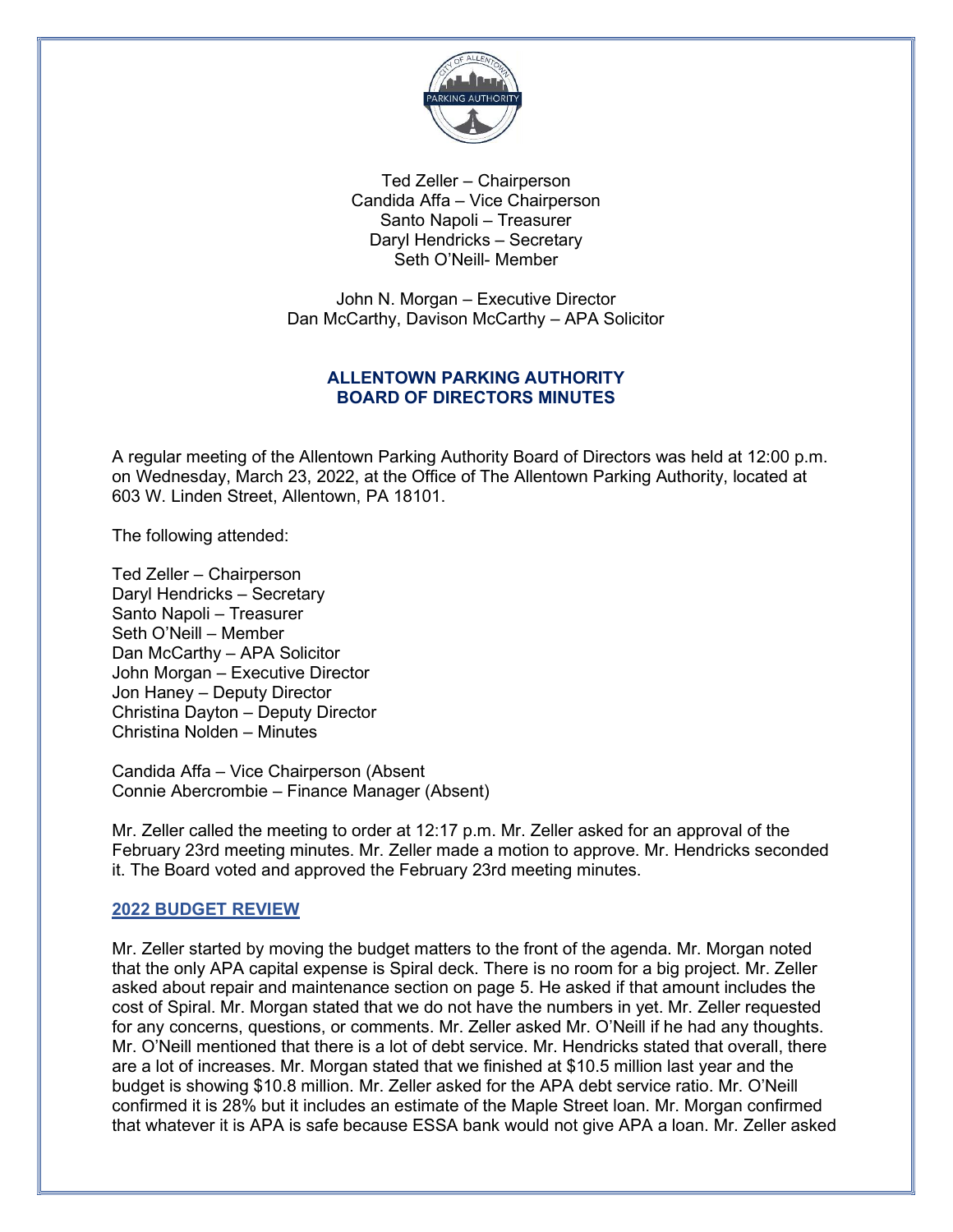Ted Zeller – Chairperson
Candida Affa – Vice Chairperson
Santo Napoli – Treasurer
Daryl Hendricks – Secretary
Seth O'Neill- Member

John N. Morgan – Executive Director
Dan McCarthy, Davison McCarthy – APA Solicitor

# ALLENTOWN PARKING AUTHORITY BOARD OF DIRECTORS MINUTES

A regular meeting of the Allentown Parking Authority Board of Directors was held at 12:00 p.m. on Wednesday, March 23, 2022, at the Office of The Allentown Parking Authority, located at 603 W. Linden Street, Allentown, PA 18101.

The following attended:

Ted Zeller – Chairperson
Daryl Hendricks – Secretary
Santo Napoli – Treasurer
Seth O'Neill – Member
Dan McCarthy – APA Solicitor
John Morgan – Executive Director
Jon Haney – Deputy Director
Christina Dayton – Deputy Director
Christina Nolden – Minutes

Candida Affa – Vice Chairperson (Absent
Connie Abercrombie – Finance Manager (Absent)

Mr. Zeller called the meeting to order at 12:17 p.m. Mr. Zeller asked for an approval of the February 23rd meeting minutes. Mr. Zeller made a motion to approve. Mr. Hendricks seconded it. The Board voted and approved the February 23rd meeting minutes.

## 2022 BUDGET REVIEW

Mr. Zeller started by moving the budget matters to the front of the agenda. Mr. Morgan noted that the only APA capital expense is Spiral deck. There is no room for a big project. Mr. Zeller asked about repair and maintenance section on page 5. He asked if that amount includes the cost of Spiral. Mr. Morgan stated that we do not have the numbers in yet. Mr. Zeller requested for any concerns, questions, or comments. Mr. Zeller asked Mr. O'Neill if he had any thoughts. Mr. O'Neill mentioned that there is a lot of debt service. Mr. Hendricks stated that overall, there are a lot of increases. Mr. Morgan stated that we finished at $10.5 million last year and the budget is showing $10.8 million. Mr. Zeller asked for the APA debt service ratio. Mr. O'Neill confirmed it is 28% but it includes an estimate of the Maple Street loan. Mr. Morgan confirmed that whatever it is APA is safe because ESSA bank would not give APA a loan. Mr. Zeller asked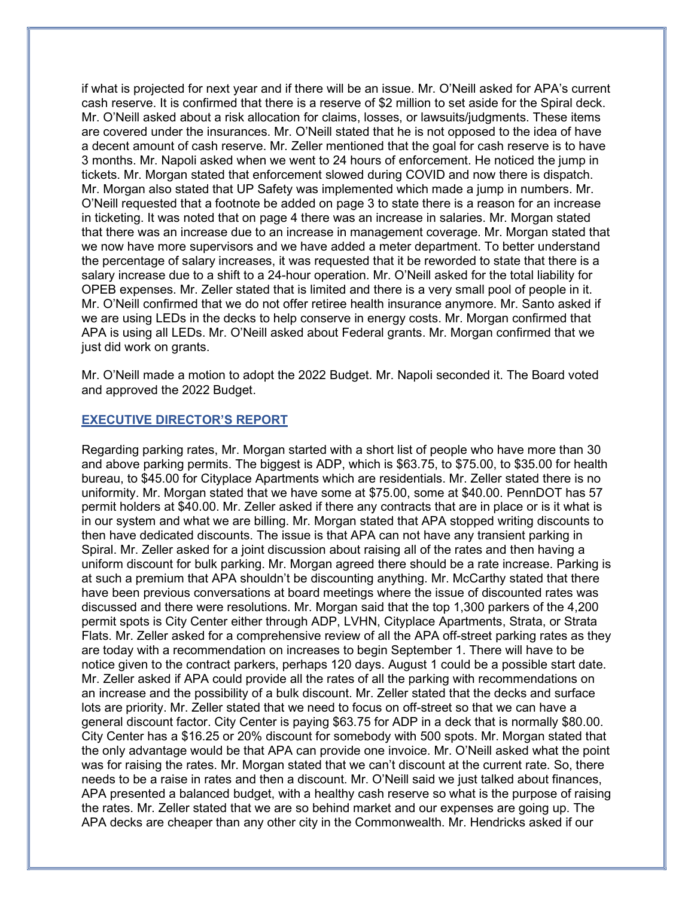if what is projected for next year and if there will be an issue. Mr. O'Neill asked for APA's current cash reserve. It is confirmed that there is a reserve of $2 million to set aside for the Spiral deck. Mr. O'Neill asked about a risk allocation for claims, losses, or lawsuits/judgments. These items are covered under the insurances. Mr. O'Neill stated that he is not opposed to the idea of have a decent amount of cash reserve. Mr. Zeller mentioned that the goal for cash reserve is to have 3 months. Mr. Napoli asked when we went to 24 hours of enforcement. He noticed the jump in tickets. Mr. Morgan stated that enforcement slowed during COVID and now there is dispatch. Mr. Morgan also stated that UP Safety was implemented which made a jump in numbers. Mr. O'Neill requested that a footnote be added on page 3 to state there is a reason for an increase in ticketing. It was noted that on page 4 there was an increase in salaries. Mr. Morgan stated that there was an increase due to an increase in management coverage. Mr. Morgan stated that we now have more supervisors and we have added a meter department. To better understand the percentage of salary increases, it was requested that it be reworded to state that there is a salary increase due to a shift to a 24-hour operation. Mr. O'Neill asked for the total liability for OPEB expenses. Mr. Zeller stated that is limited and there is a very small pool of people in it. Mr. O'Neill confirmed that we do not offer retiree health insurance anymore. Mr. Santo asked if we are using LEDs in the decks to help conserve in energy costs. Mr. Morgan confirmed that APA is using all LEDs. Mr. O'Neill asked about Federal grants. Mr. Morgan confirmed that we just did work on grants.

Mr. O'Neill made a motion to adopt the 2022 Budget. Mr. Napoli seconded it. The Board voted and approved the 2022 Budget.

## EXECUTIVE DIRECTOR'S REPORT

Regarding parking rates, Mr. Morgan started with a short list of people who have more than 30 and above parking permits. The biggest is ADP, which is $63.75, to $75.00, to $35.00 for health bureau, to $45.00 for Cityplace Apartments which are residentials. Mr. Zeller stated there is no uniformity. Mr. Morgan stated that we have some at $75.00, some at $40.00. PennDOT has 57 permit holders at $40.00. Mr. Zeller asked if there any contracts that are in place or is it what is in our system and what we are billing. Mr. Morgan stated that APA stopped writing discounts to then have dedicated discounts. The issue is that APA can not have any transient parking in Spiral. Mr. Zeller asked for a joint discussion about raising all of the rates and then having a uniform discount for bulk parking. Mr. Morgan agreed there should be a rate increase. Parking is at such a premium that APA shouldn't be discounting anything. Mr. McCarthy stated that there have been previous conversations at board meetings where the issue of discounted rates was discussed and there were resolutions. Mr. Morgan said that the top 1,300 parkers of the 4,200 permit spots is City Center either through ADP, LVHN, Cityplace Apartments, Strata, or Strata Flats. Mr. Zeller asked for a comprehensive review of all the APA off-street parking rates as they are today with a recommendation on increases to begin September 1. There will have to be notice given to the contract parkers, perhaps 120 days. August 1 could be a possible start date. Mr. Zeller asked if APA could provide all the rates of all the parking with recommendations on an increase and the possibility of a bulk discount. Mr. Zeller stated that the decks and surface lots are priority. Mr. Zeller stated that we need to focus on off-street so that we can have a general discount factor. City Center is paying $63.75 for ADP in a deck that is normally $80.00. City Center has a $16.25 or 20% discount for somebody with 500 spots. Mr. Morgan stated that the only advantage would be that APA can provide one invoice. Mr. O'Neill asked what the point was for raising the rates. Mr. Morgan stated that we can't discount at the current rate. So, there needs to be a raise in rates and then a discount. Mr. O'Neill said we just talked about finances, APA presented a balanced budget, with a healthy cash reserve so what is the purpose of raising the rates. Mr. Zeller stated that we are so behind market and our expenses are going up. The APA decks are cheaper than any other city in the Commonwealth. Mr. Hendricks asked if our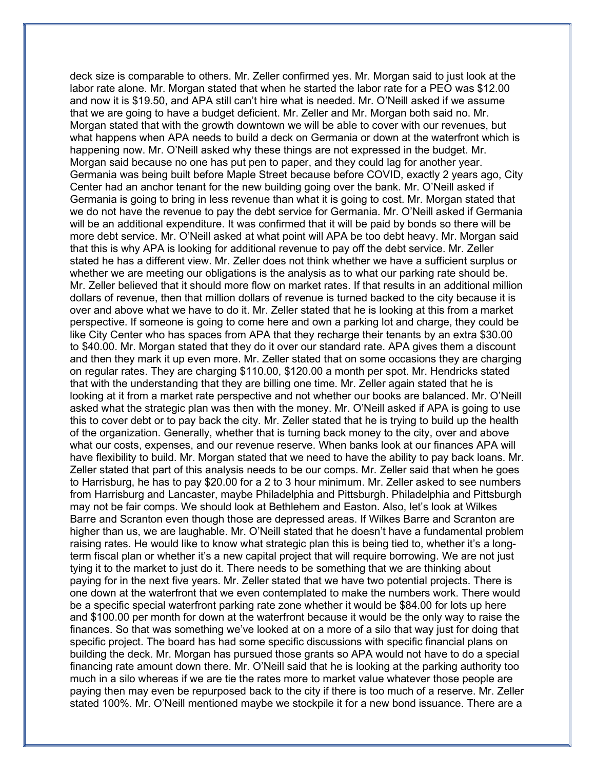deck size is comparable to others. Mr. Zeller confirmed yes. Mr. Morgan said to just look at the labor rate alone. Mr. Morgan stated that when he started the labor rate for a PEO was $12.00 and now it is $19.50, and APA still can't hire what is needed. Mr. O'Neill asked if we assume that we are going to have a budget deficient. Mr. Zeller and Mr. Morgan both said no. Mr. Morgan stated that with the growth downtown we will be able to cover with our revenues, but what happens when APA needs to build a deck on Germania or down at the waterfront which is happening now. Mr. O'Neill asked why these things are not expressed in the budget. Mr. Morgan said because no one has put pen to paper, and they could lag for another year. Germania was being built before Maple Street because before COVID, exactly 2 years ago, City Center had an anchor tenant for the new building going over the bank. Mr. O'Neill asked if Germania is going to bring in less revenue than what it is going to cost. Mr. Morgan stated that we do not have the revenue to pay the debt service for Germania. Mr. O'Neill asked if Germania will be an additional expenditure. It was confirmed that it will be paid by bonds so there will be more debt service. Mr. O'Neill asked at what point will APA be too debt heavy. Mr. Morgan said that this is why APA is looking for additional revenue to pay off the debt service. Mr. Zeller stated he has a different view. Mr. Zeller does not think whether we have a sufficient surplus or whether we are meeting our obligations is the analysis as to what our parking rate should be. Mr. Zeller believed that it should more flow on market rates. If that results in an additional million dollars of revenue, then that million dollars of revenue is turned backed to the city because it is over and above what we have to do it. Mr. Zeller stated that he is looking at this from a market perspective. If someone is going to come here and own a parking lot and charge, they could be like City Center who has spaces from APA that they recharge their tenants by an extra $30.00 to $40.00. Mr. Morgan stated that they do it over our standard rate. APA gives them a discount and then they mark it up even more. Mr. Zeller stated that on some occasions they are charging on regular rates. They are charging $110.00, $120.00 a month per spot. Mr. Hendricks stated that with the understanding that they are billing one time. Mr. Zeller again stated that he is looking at it from a market rate perspective and not whether our books are balanced. Mr. O'Neill asked what the strategic plan was then with the money. Mr. O'Neill asked if APA is going to use this to cover debt or to pay back the city. Mr. Zeller stated that he is trying to build up the health of the organization. Generally, whether that is turning back money to the city, over and above what our costs, expenses, and our revenue reserve. When banks look at our finances APA will have flexibility to build. Mr. Morgan stated that we need to have the ability to pay back loans. Mr. Zeller stated that part of this analysis needs to be our comps. Mr. Zeller said that when he goes to Harrisburg, he has to pay $20.00 for a 2 to 3 hour minimum. Mr. Zeller asked to see numbers from Harrisburg and Lancaster, maybe Philadelphia and Pittsburgh. Philadelphia and Pittsburgh may not be fair comps. We should look at Bethlehem and Easton. Also, let's look at Wilkes Barre and Scranton even though those are depressed areas. If Wilkes Barre and Scranton are higher than us, we are laughable. Mr. O'Neill stated that he doesn't have a fundamental problem raising rates. He would like to know what strategic plan this is being tied to, whether it's a long-term fiscal plan or whether it's a new capital project that will require borrowing. We are not just tying it to the market to just do it. There needs to be something that we are thinking about paying for in the next five years. Mr. Zeller stated that we have two potential projects. There is one down at the waterfront that we even contemplated to make the numbers work. There would be a specific special waterfront parking rate zone whether it would be $84.00 for lots up here and $100.00 per month for down at the waterfront because it would be the only way to raise the finances. So that was something we've looked at on a more of a silo that way just for doing that specific project. The board has had some specific discussions with specific financial plans on building the deck. Mr. Morgan has pursued those grants so APA would not have to do a special financing rate amount down there. Mr. O'Neill said that he is looking at the parking authority too much in a silo whereas if we are tie the rates more to market value whatever those people are paying then may even be repurposed back to the city if there is too much of a reserve. Mr. Zeller stated 100%. Mr. O'Neill mentioned maybe we stockpile it for a new bond issuance. There are a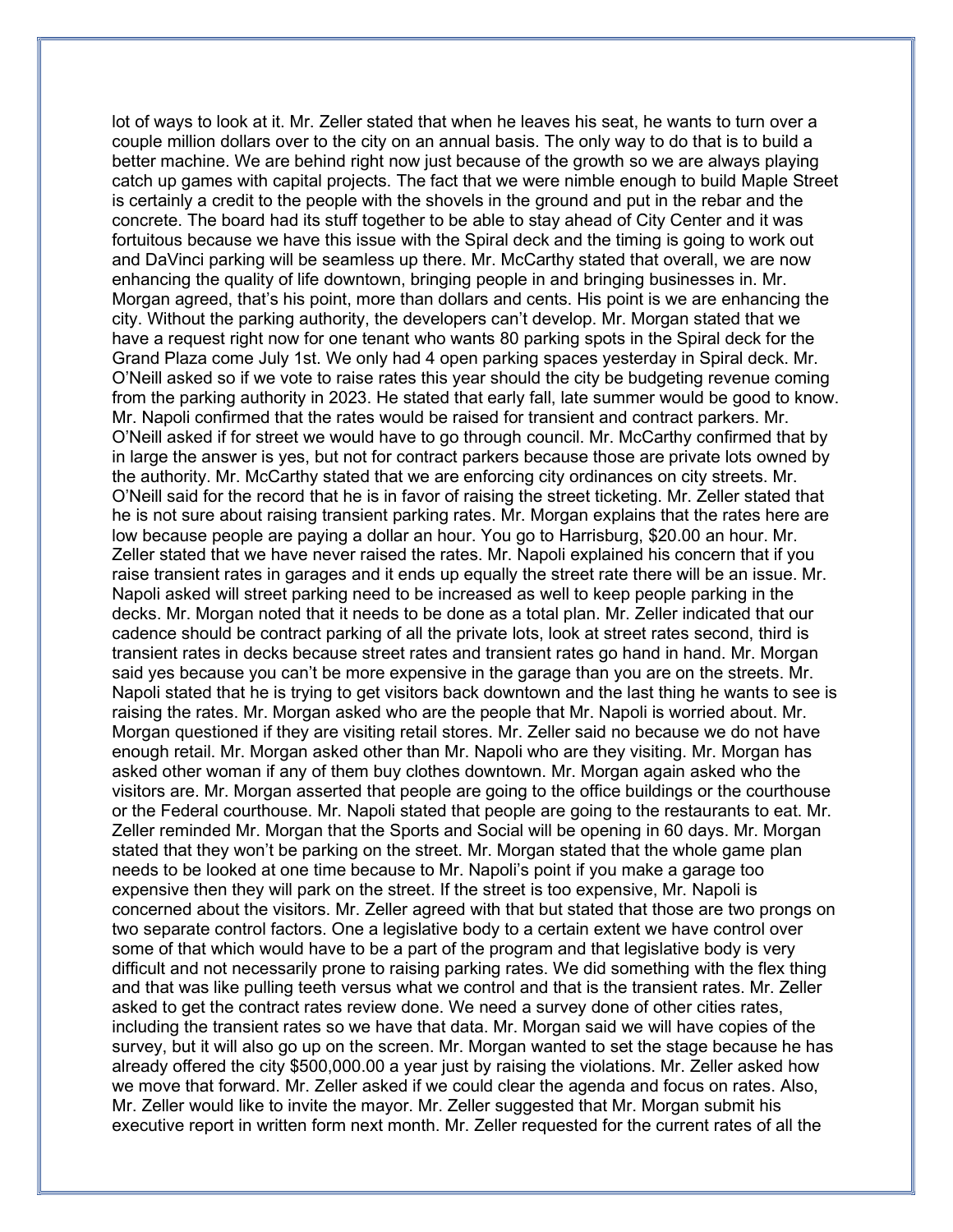lot of ways to look at it. Mr. Zeller stated that when he leaves his seat, he wants to turn over a couple million dollars over to the city on an annual basis. The only way to do that is to build a better machine. We are behind right now just because of the growth so we are always playing catch up games with capital projects. The fact that we were nimble enough to build Maple Street is certainly a credit to the people with the shovels in the ground and put in the rebar and the concrete. The board had its stuff together to be able to stay ahead of City Center and it was fortuitous because we have this issue with the Spiral deck and the timing is going to work out and DaVinci parking will be seamless up there. Mr. McCarthy stated that overall, we are now enhancing the quality of life downtown, bringing people in and bringing businesses in. Mr. Morgan agreed, that's his point, more than dollars and cents. His point is we are enhancing the city. Without the parking authority, the developers can't develop. Mr. Morgan stated that we have a request right now for one tenant who wants 80 parking spots in the Spiral deck for the Grand Plaza come July 1st. We only had 4 open parking spaces yesterday in Spiral deck. Mr. O'Neill asked so if we vote to raise rates this year should the city be budgeting revenue coming from the parking authority in 2023. He stated that early fall, late summer would be good to know. Mr. Napoli confirmed that the rates would be raised for transient and contract parkers. Mr. O'Neill asked if for street we would have to go through council. Mr. McCarthy confirmed that by in large the answer is yes, but not for contract parkers because those are private lots owned by the authority. Mr. McCarthy stated that we are enforcing city ordinances on city streets. Mr. O'Neill said for the record that he is in favor of raising the street ticketing. Mr. Zeller stated that he is not sure about raising transient parking rates. Mr. Morgan explains that the rates here are low because people are paying a dollar an hour. You go to Harrisburg, $20.00 an hour. Mr. Zeller stated that we have never raised the rates. Mr. Napoli explained his concern that if you raise transient rates in garages and it ends up equally the street rate there will be an issue. Mr. Napoli asked will street parking need to be increased as well to keep people parking in the decks. Mr. Morgan noted that it needs to be done as a total plan. Mr. Zeller indicated that our cadence should be contract parking of all the private lots, look at street rates second, third is transient rates in decks because street rates and transient rates go hand in hand. Mr. Morgan said yes because you can't be more expensive in the garage than you are on the streets. Mr. Napoli stated that he is trying to get visitors back downtown and the last thing he wants to see is raising the rates. Mr. Morgan asked who are the people that Mr. Napoli is worried about. Mr. Morgan questioned if they are visiting retail stores. Mr. Zeller said no because we do not have enough retail. Mr. Morgan asked other than Mr. Napoli who are they visiting. Mr. Morgan has asked other woman if any of them buy clothes downtown. Mr. Morgan again asked who the visitors are. Mr. Morgan asserted that people are going to the office buildings or the courthouse or the Federal courthouse. Mr. Napoli stated that people are going to the restaurants to eat. Mr. Zeller reminded Mr. Morgan that the Sports and Social will be opening in 60 days. Mr. Morgan stated that they won't be parking on the street. Mr. Morgan stated that the whole game plan needs to be looked at one time because to Mr. Napoli's point if you make a garage too expensive then they will park on the street. If the street is too expensive, Mr. Napoli is concerned about the visitors. Mr. Zeller agreed with that but stated that those are two prongs on two separate control factors. One a legislative body to a certain extent we have control over some of that which would have to be a part of the program and that legislative body is very difficult and not necessarily prone to raising parking rates. We did something with the flex thing and that was like pulling teeth versus what we control and that is the transient rates. Mr. Zeller asked to get the contract rates review done. We need a survey done of other cities rates, including the transient rates so we have that data. Mr. Morgan said we will have copies of the survey, but it will also go up on the screen. Mr. Morgan wanted to set the stage because he has already offered the city $500,000.00 a year just by raising the violations. Mr. Zeller asked how we move that forward. Mr. Zeller asked if we could clear the agenda and focus on rates. Also, Mr. Zeller would like to invite the mayor. Mr. Zeller suggested that Mr. Morgan submit his executive report in written form next month. Mr. Zeller requested for the current rates of all the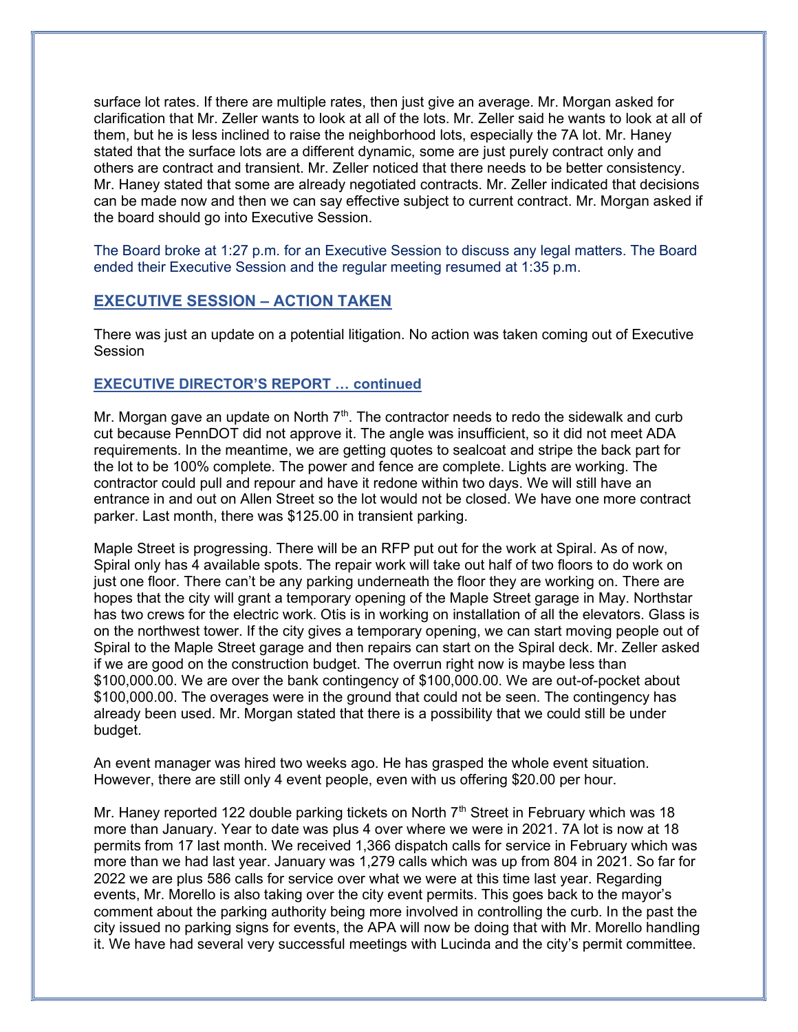surface lot rates. If there are multiple rates, then just give an average. Mr. Morgan asked for clarification that Mr. Zeller wants to look at all of the lots. Mr. Zeller said he wants to look at all of them, but he is less inclined to raise the neighborhood lots, especially the 7A lot. Mr. Haney stated that the surface lots are a different dynamic, some are just purely contract only and others are contract and transient. Mr. Zeller noticed that there needs to be better consistency. Mr. Haney stated that some are already negotiated contracts. Mr. Zeller indicated that decisions can be made now and then we can say effective subject to current contract. Mr. Morgan asked if the board should go into Executive Session.

The Board broke at 1:27 p.m. for an Executive Session to discuss any legal matters. The Board ended their Executive Session and the regular meeting resumed at 1:35 p.m.

## EXECUTIVE SESSION – ACTION TAKEN

There was just an update on a potential litigation. No action was taken coming out of Executive Session

### EXECUTIVE DIRECTOR'S REPORT … continued

Mr. Morgan gave an update on North 7th. The contractor needs to redo the sidewalk and curb cut because PennDOT did not approve it. The angle was insufficient, so it did not meet ADA requirements. In the meantime, we are getting quotes to sealcoat and stripe the back part for the lot to be 100% complete. The power and fence are complete. Lights are working. The contractor could pull and repour and have it redone within two days. We will still have an entrance in and out on Allen Street so the lot would not be closed. We have one more contract parker. Last month, there was $125.00 in transient parking.

Maple Street is progressing. There will be an RFP put out for the work at Spiral. As of now, Spiral only has 4 available spots. The repair work will take out half of two floors to do work on just one floor. There can't be any parking underneath the floor they are working on. There are hopes that the city will grant a temporary opening of the Maple Street garage in May. Northstar has two crews for the electric work. Otis is in working on installation of all the elevators. Glass is on the northwest tower. If the city gives a temporary opening, we can start moving people out of Spiral to the Maple Street garage and then repairs can start on the Spiral deck. Mr. Zeller asked if we are good on the construction budget. The overrun right now is maybe less than $100,000.00. We are over the bank contingency of $100,000.00. We are out-of-pocket about $100,000.00. The overages were in the ground that could not be seen. The contingency has already been used. Mr. Morgan stated that there is a possibility that we could still be under budget.

An event manager was hired two weeks ago. He has grasped the whole event situation. However, there are still only 4 event people, even with us offering $20.00 per hour.

Mr. Haney reported 122 double parking tickets on North 7th Street in February which was 18 more than January. Year to date was plus 4 over where we were in 2021. 7A lot is now at 18 permits from 17 last month. We received 1,366 dispatch calls for service in February which was more than we had last year. January was 1,279 calls which was up from 804 in 2021. So far for 2022 we are plus 586 calls for service over what we were at this time last year. Regarding events, Mr. Morello is also taking over the city event permits. This goes back to the mayor's comment about the parking authority being more involved in controlling the curb. In the past the city issued no parking signs for events, the APA will now be doing that with Mr. Morello handling it. We have had several very successful meetings with Lucinda and the city's permit committee.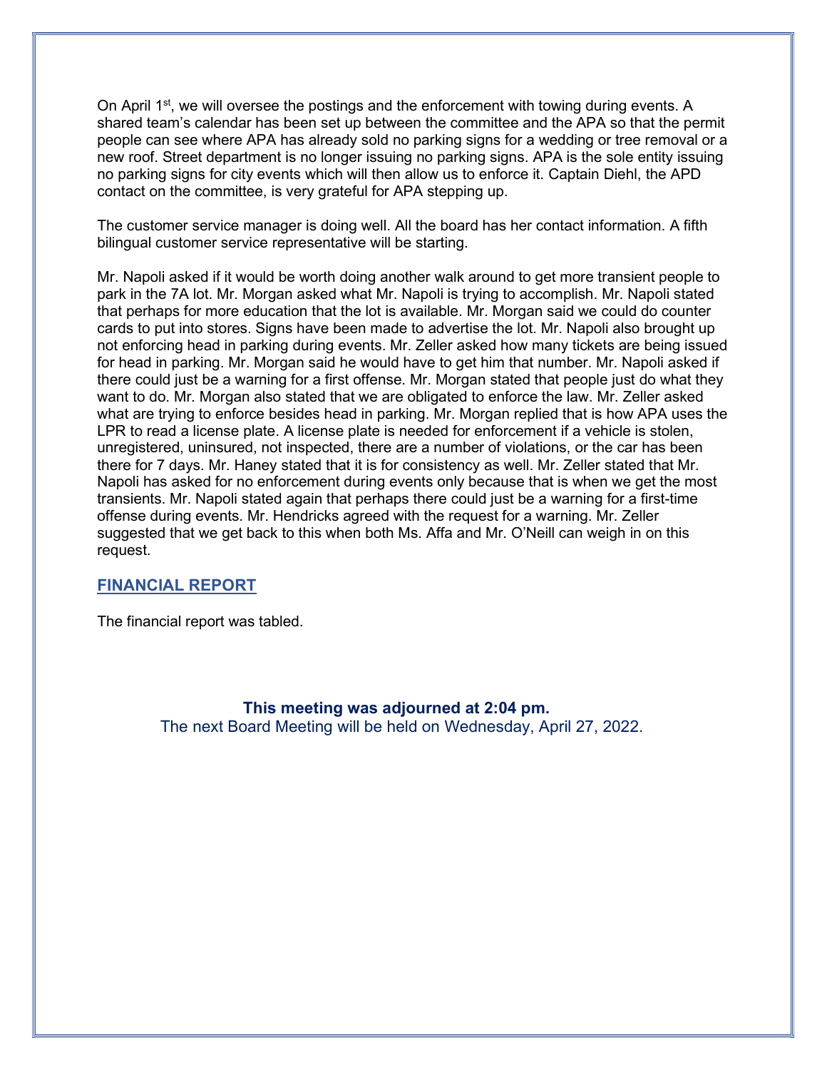On April 1st, we will oversee the postings and the enforcement with towing during events. A shared team's calendar has been set up between the committee and the APA so that the permit people can see where APA has already sold no parking signs for a wedding or tree removal or a new roof. Street department is no longer issuing no parking signs. APA is the sole entity issuing no parking signs for city events which will then allow us to enforce it. Captain Diehl, the APD contact on the committee, is very grateful for APA stepping up.

The customer service manager is doing well. All the board has her contact information. A fifth bilingual customer service representative will be starting.

Mr. Napoli asked if it would be worth doing another walk around to get more transient people to park in the 7A lot. Mr. Morgan asked what Mr. Napoli is trying to accomplish. Mr. Napoli stated that perhaps for more education that the lot is available. Mr. Morgan said we could do counter cards to put into stores. Signs have been made to advertise the lot. Mr. Napoli also brought up not enforcing head in parking during events. Mr. Zeller asked how many tickets are being issued for head in parking. Mr. Morgan said he would have to get him that number. Mr. Napoli asked if there could just be a warning for a first offense. Mr. Morgan stated that people just do what they want to do. Mr. Morgan also stated that we are obligated to enforce the law. Mr. Zeller asked what are trying to enforce besides head in parking. Mr. Morgan replied that is how APA uses the LPR to read a license plate. A license plate is needed for enforcement if a vehicle is stolen, unregistered, uninsured, not inspected, there are a number of violations, or the car has been there for 7 days. Mr. Haney stated that it is for consistency as well. Mr. Zeller stated that Mr. Napoli has asked for no enforcement during events only because that is when we get the most transients. Mr. Napoli stated again that perhaps there could just be a warning for a first-time offense during events. Mr. Hendricks agreed with the request for a warning. Mr. Zeller suggested that we get back to this when both Ms. Affa and Mr. O'Neill can weigh in on this request.

## FINANCIAL REPORT

The financial report was tabled.

**This meeting was adjourned at 2:04 pm.**

The next Board Meeting will be held on Wednesday, April 27, 2022.